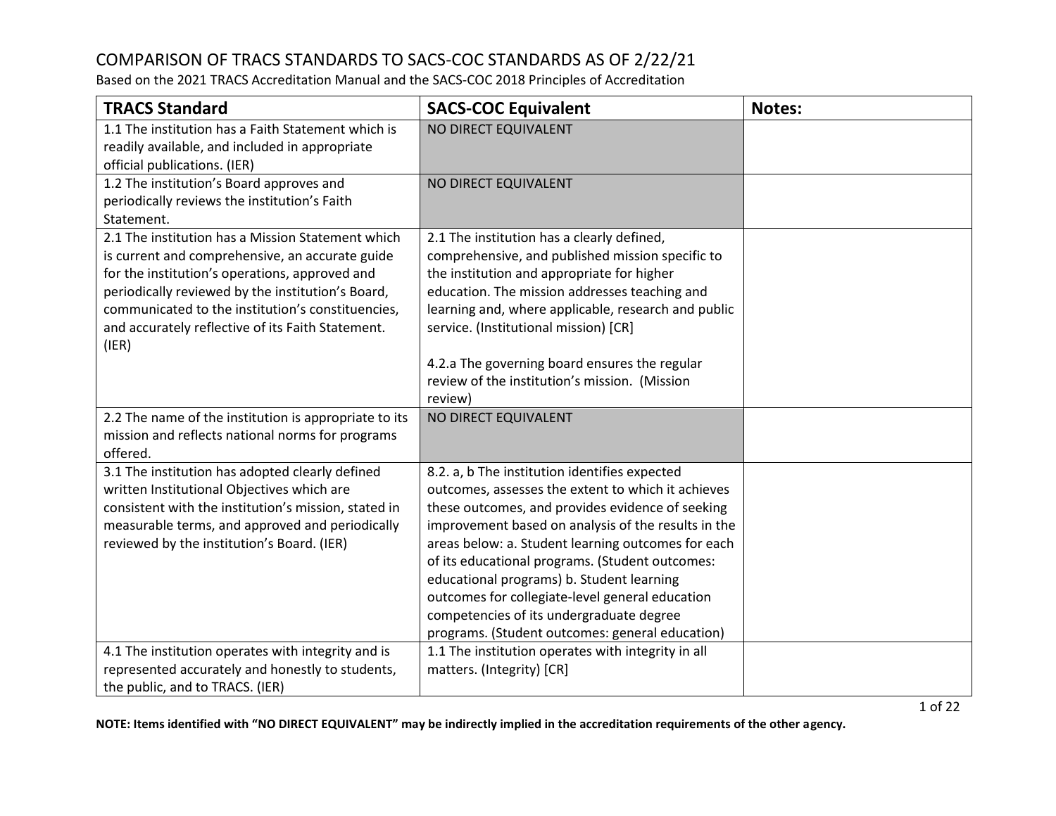# COMPARISON OF TRACS STANDARDS TO SACS-COC STANDARDS AS OF 2/22/21

Based on the 2021 TRACS Accreditation Manual and the SACS-COC 2018 Principles of Accreditation

| TRACS Standard | SACS-COC Equivalent | Notes: |
|---|---|---|
| 1.1 The institution has a Faith Statement which is readily available, and included in appropriate official publications. (IER) | NO DIRECT EQUIVALENT | |
| 1.2 The institution's Board approves and periodically reviews the institution's Faith Statement. | NO DIRECT EQUIVALENT | |
| 2.1 The institution has a Mission Statement which is current and comprehensive, an accurate guide for the institution's operations, approved and periodically reviewed by the institution's Board, communicated to the institution's constituencies, and accurately reflective of its Faith Statement. (IER) | 2.1 The institution has a clearly defined, comprehensive, and published mission specific to the institution and appropriate for higher education. The mission addresses teaching and learning and, where applicable, research and public service. (Institutional mission) [CR]<br><br>4.2.a The governing board ensures the regular review of the institution's mission. (Mission review) | |
| 2.2 The name of the institution is appropriate to its mission and reflects national norms for programs offered. | NO DIRECT EQUIVALENT | |
| 3.1 The institution has adopted clearly defined written Institutional Objectives which are consistent with the institution's mission, stated in measurable terms, and approved and periodically reviewed by the institution's Board. (IER) | 8.2. a, b The institution identifies expected outcomes, assesses the extent to which it achieves these outcomes, and provides evidence of seeking improvement based on analysis of the results in the areas below: a. Student learning outcomes for each of its educational programs. (Student outcomes: educational programs) b. Student learning outcomes for collegiate-level general education competencies of its undergraduate degree programs. (Student outcomes: general education) | |
| 4.1 The institution operates with integrity and is represented accurately and honestly to students, the public, and to TRACS. (IER) | 1.1 The institution operates with integrity in all matters. (Integrity) [CR] | |

**NOTE: Items identified with "NO DIRECT EQUIVALENT" may be indirectly implied in the accreditation requirements of the other agency.**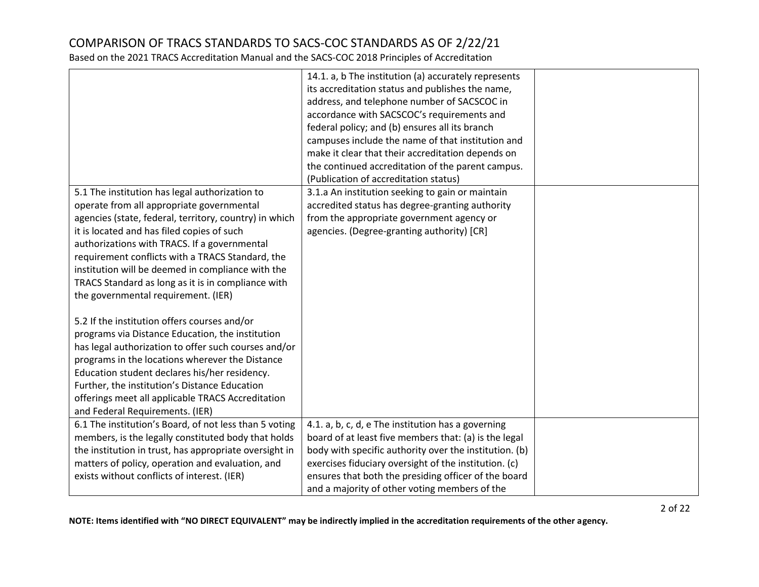# COMPARISON OF TRACS STANDARDS TO SACS-COC STANDARDS AS OF 2/22/21

Based on the 2021 TRACS Accreditation Manual and the SACS-COC 2018 Principles of Accreditation

| | | |
|---|---|---|
| | 14.1. a, b The institution (a) accurately represents its accreditation status and publishes the name, address, and telephone number of SACSCOC in accordance with SACSCOC's requirements and federal policy; and (b) ensures all its branch campuses include the name of that institution and make it clear that their accreditation depends on the continued accreditation of the parent campus. (Publication of accreditation status) | |
| 5.1 The institution has legal authorization to operate from all appropriate governmental agencies (state, federal, territory, country) in which it is located and has filed copies of such authorizations with TRACS. If a governmental requirement conflicts with a TRACS Standard, the institution will be deemed in compliance with the TRACS Standard as long as it is in compliance with the governmental requirement. (IER)<br><br>5.2 If the institution offers courses and/or programs via Distance Education, the institution has legal authorization to offer such courses and/or programs in the locations wherever the Distance Education student declares his/her residency. Further, the institution's Distance Education offerings meet all applicable TRACS Accreditation and Federal Requirements. (IER) | 3.1.a An institution seeking to gain or maintain accredited status has degree-granting authority from the appropriate government agency or agencies. (Degree-granting authority) [CR] | |
| 6.1 The institution's Board, of not less than 5 voting members, is the legally constituted body that holds the institution in trust, has appropriate oversight in matters of policy, operation and evaluation, and exists without conflicts of interest. (IER) | 4.1. a, b, c, d, e The institution has a governing board of at least five members that: (a) is the legal body with specific authority over the institution. (b) exercises fiduciary oversight of the institution. (c) ensures that both the presiding officer of the board and a majority of other voting members of the | |

**NOTE: Items identified with "NO DIRECT EQUIVALENT" may be indirectly implied in the accreditation requirements of the other agency.**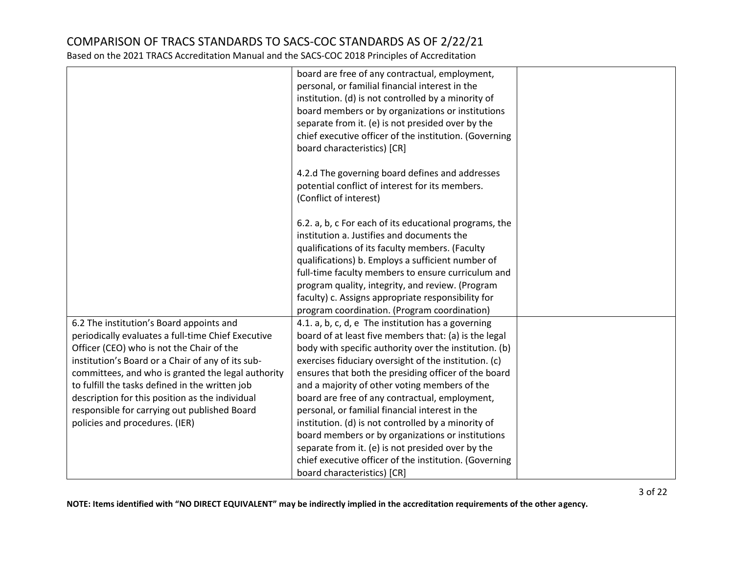| | | |
|---|---|---|
| | board are free of any contractual, employment, personal, or familial financial interest in the institution. (d) is not controlled by a minority of board members or by organizations or institutions separate from it. (e) is not presided over by the chief executive officer of the institution. (Governing board characteristics) [CR]<br><br>4.2.d The governing board defines and addresses potential conflict of interest for its members. (Conflict of interest)<br><br>6.2. a, b, c For each of its educational programs, the institution a. Justifies and documents the qualifications of its faculty members. (Faculty qualifications) b. Employs a sufficient number of full-time faculty members to ensure curriculum and program quality, integrity, and review. (Program faculty) c. Assigns appropriate responsibility for program coordination. (Program coordination) | |
| 6.2 The institution's Board appoints and periodically evaluates a full-time Chief Executive Officer (CEO) who is not the Chair of the institution's Board or a Chair of any of its sub-committees, and who is granted the legal authority to fulfill the tasks defined in the written job description for this position as the individual responsible for carrying out published Board policies and procedures. (IER) | 4.1. a, b, c, d, e The institution has a governing board of at least five members that: (a) is the legal body with specific authority over the institution. (b) exercises fiduciary oversight of the institution. (c) ensures that both the presiding officer of the board and a majority of other voting members of the board are free of any contractual, employment, personal, or familial financial interest in the institution. (d) is not controlled by a minority of board members or by organizations or institutions separate from it. (e) is not presided over by the chief executive officer of the institution. (Governing board characteristics) [CR] | |

**NOTE: Items identified with "NO DIRECT EQUIVALENT" may be indirectly implied in the accreditation requirements of the other agency.**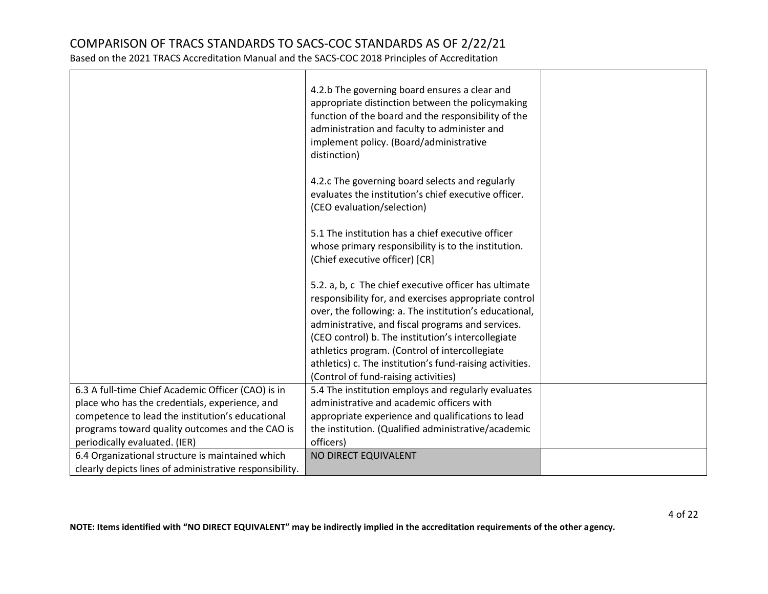# COMPARISON OF TRACS STANDARDS TO SACS-COC STANDARDS AS OF 2/22/21

Based on the 2021 TRACS Accreditation Manual and the SACS-COC 2018 Principles of Accreditation

| | | |
|---|---|---|
| | 4.2.b The governing board ensures a clear and appropriate distinction between the policymaking function of the board and the responsibility of the administration and faculty to administer and implement policy. (Board/administrative distinction)<br><br>4.2.c The governing board selects and regularly evaluates the institution's chief executive officer. (CEO evaluation/selection)<br><br>5.1 The institution has a chief executive officer whose primary responsibility is to the institution. (Chief executive officer) [CR]<br><br>5.2. a, b, c The chief executive officer has ultimate responsibility for, and exercises appropriate control over, the following: a. The institution's educational, administrative, and fiscal programs and services. (CEO control) b. The institution's intercollegiate athletics program. (Control of intercollegiate athletics) c. The institution's fund-raising activities. (Control of fund-raising activities) | |
| 6.3 A full-time Chief Academic Officer (CAO) is in place who has the credentials, experience, and competence to lead the institution's educational programs toward quality outcomes and the CAO is periodically evaluated. (IER) | 5.4 The institution employs and regularly evaluates administrative and academic officers with appropriate experience and qualifications to lead the institution. (Qualified administrative/academic officers) | |
| 6.4 Organizational structure is maintained which clearly depicts lines of administrative responsibility. | NO DIRECT EQUIVALENT | |

**NOTE: Items identified with "NO DIRECT EQUIVALENT" may be indirectly implied in the accreditation requirements of the other agency.**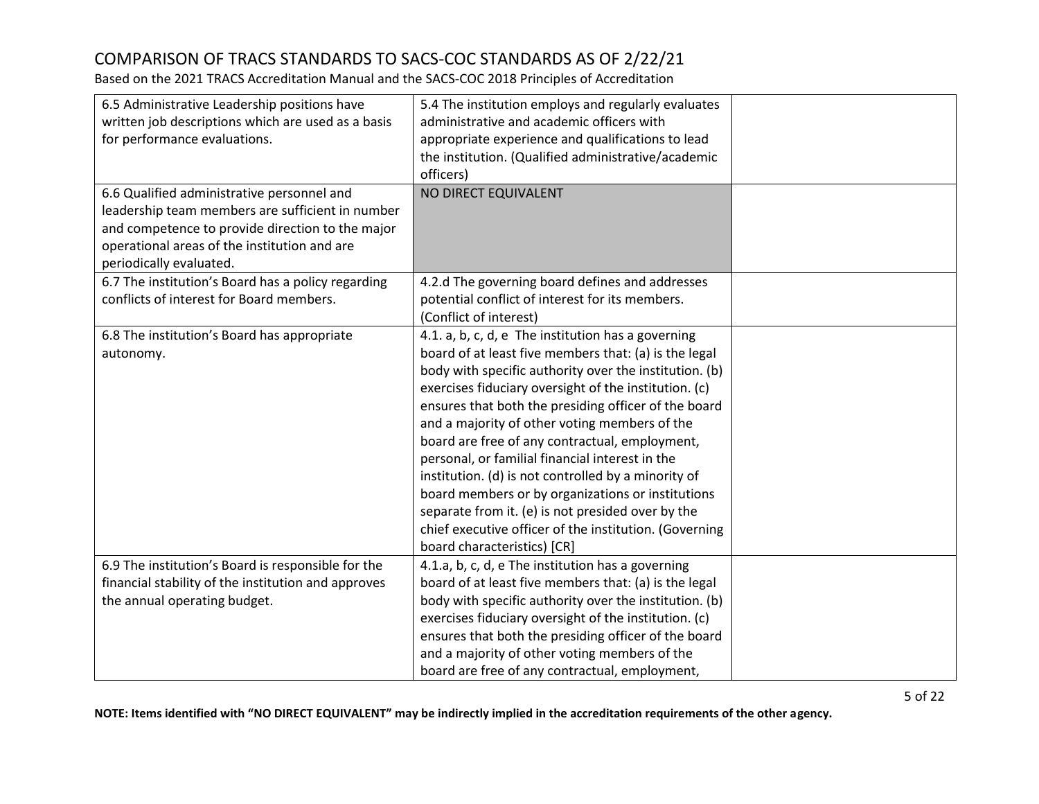# COMPARISON OF TRACS STANDARDS TO SACS-COC STANDARDS AS OF 2/22/21

Based on the 2021 TRACS Accreditation Manual and the SACS-COC 2018 Principles of Accreditation

| | | |
|---|---|---|
| 6.5 Administrative Leadership positions have written job descriptions which are used as a basis for performance evaluations. | 5.4 The institution employs and regularly evaluates administrative and academic officers with appropriate experience and qualifications to lead the institution. (Qualified administrative/academic officers) | |
| 6.6 Qualified administrative personnel and leadership team members are sufficient in number and competence to provide direction to the major operational areas of the institution and are periodically evaluated. | NO DIRECT EQUIVALENT | |
| 6.7 The institution's Board has a policy regarding conflicts of interest for Board members. | 4.2.d The governing board defines and addresses potential conflict of interest for its members. (Conflict of interest) | |
| 6.8 The institution's Board has appropriate autonomy. | 4.1. a, b, c, d, e The institution has a governing board of at least five members that: (a) is the legal body with specific authority over the institution. (b) exercises fiduciary oversight of the institution. (c) ensures that both the presiding officer of the board and a majority of other voting members of the board are free of any contractual, employment, personal, or familial financial interest in the institution. (d) is not controlled by a minority of board members or by organizations or institutions separate from it. (e) is not presided over by the chief executive officer of the institution. (Governing board characteristics) [CR] | |
| 6.9 The institution's Board is responsible for the financial stability of the institution and approves the annual operating budget. | 4.1.a, b, c, d, e The institution has a governing board of at least five members that: (a) is the legal body with specific authority over the institution. (b) exercises fiduciary oversight of the institution. (c) ensures that both the presiding officer of the board and a majority of other voting members of the board are free of any contractual, employment, | |

**NOTE: Items identified with "NO DIRECT EQUIVALENT" may be indirectly implied in the accreditation requirements of the other agency.**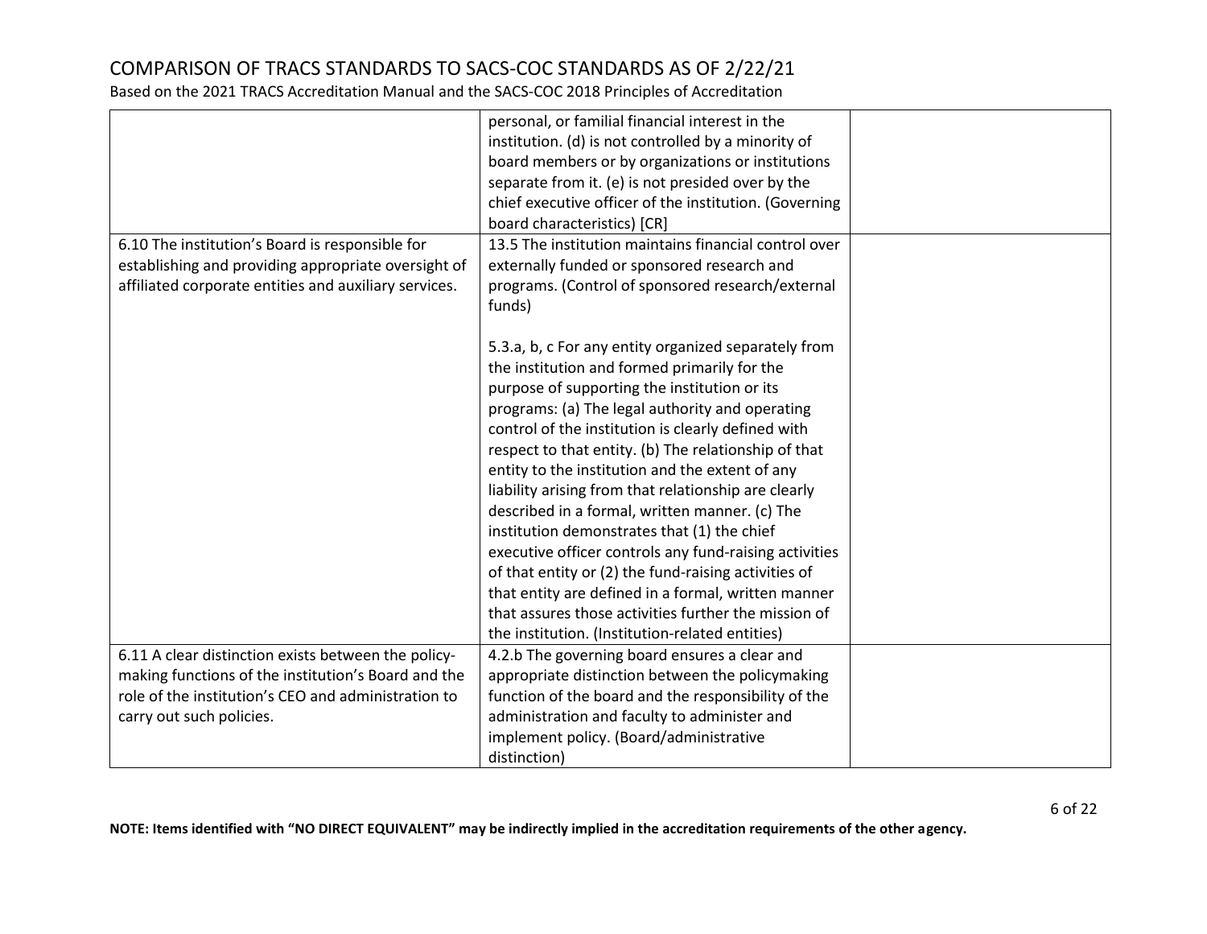# COMPARISON OF TRACS STANDARDS TO SACS-COC STANDARDS AS OF 2/22/21

Based on the 2021 TRACS Accreditation Manual and the SACS-COC 2018 Principles of Accreditation

| | | |
|---|---|---|
| | personal, or familial financial interest in the institution. (d) is not controlled by a minority of board members or by organizations or institutions separate from it. (e) is not presided over by the chief executive officer of the institution. (Governing board characteristics) [CR] | |
| 6.10 The institution's Board is responsible for establishing and providing appropriate oversight of affiliated corporate entities and auxiliary services. | 13.5 The institution maintains financial control over externally funded or sponsored research and programs. (Control of sponsored research/external funds)<br><br>5.3.a, b, c For any entity organized separately from the institution and formed primarily for the purpose of supporting the institution or its programs: (a) The legal authority and operating control of the institution is clearly defined with respect to that entity. (b) The relationship of that entity to the institution and the extent of any liability arising from that relationship are clearly described in a formal, written manner. (c) The institution demonstrates that (1) the chief executive officer controls any fund-raising activities of that entity or (2) the fund-raising activities of that entity are defined in a formal, written manner that assures those activities further the mission of the institution. (Institution-related entities) | |
| 6.11 A clear distinction exists between the policy-making functions of the institution's Board and the role of the institution's CEO and administration to carry out such policies. | 4.2.b The governing board ensures a clear and appropriate distinction between the policymaking function of the board and the responsibility of the administration and faculty to administer and implement policy. (Board/administrative distinction) | |

**NOTE: Items identified with "NO DIRECT EQUIVALENT" may be indirectly implied in the accreditation requirements of the other agency.**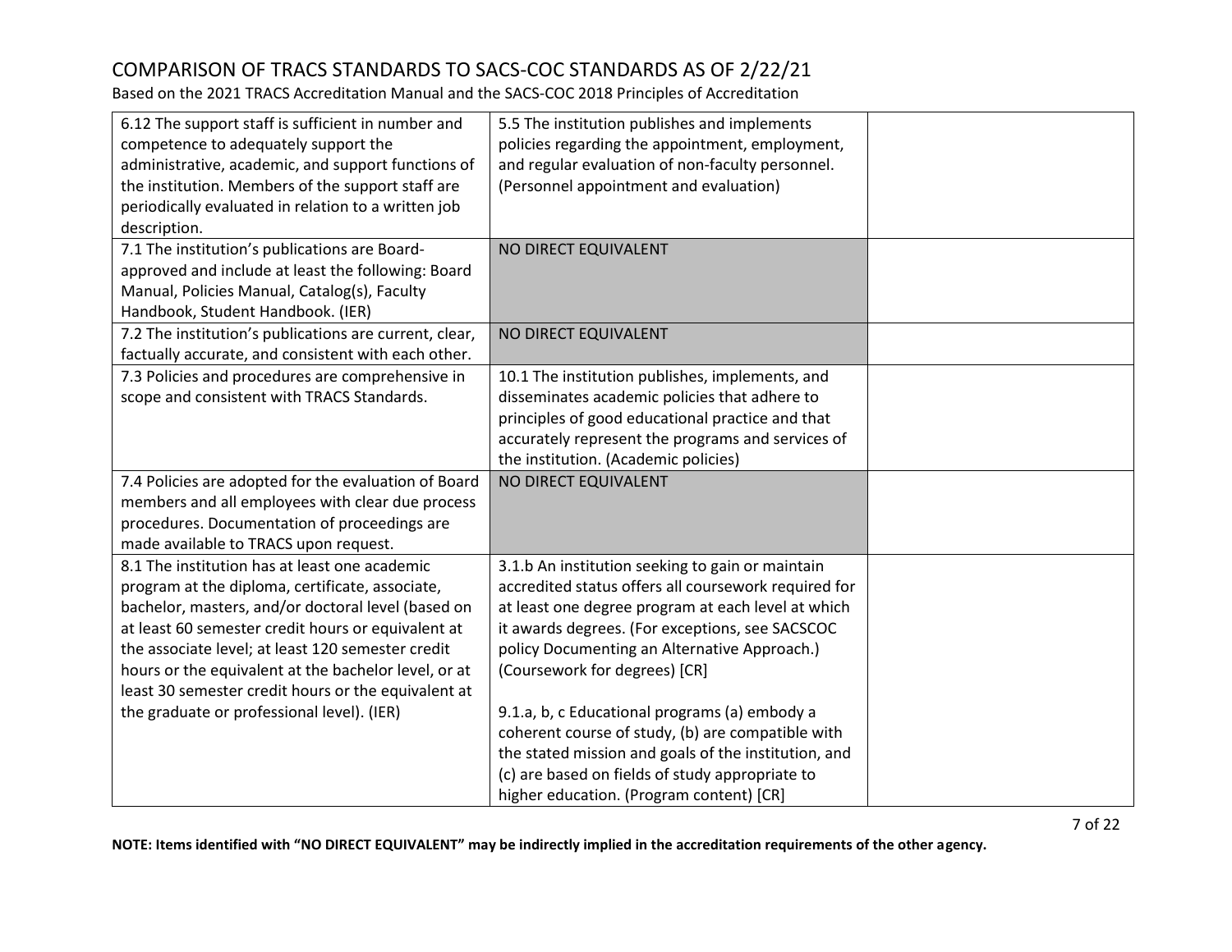# COMPARISON OF TRACS STANDARDS TO SACS-COC STANDARDS AS OF 2/22/21

Based on the 2021 TRACS Accreditation Manual and the SACS-COC 2018 Principles of Accreditation

| | | |
|---|---|---|
| 6.12 The support staff is sufficient in number and competence to adequately support the administrative, academic, and support functions of the institution. Members of the support staff are periodically evaluated in relation to a written job description. | 5.5 The institution publishes and implements policies regarding the appointment, employment, and regular evaluation of non-faculty personnel. (Personnel appointment and evaluation) | |
| 7.1 The institution's publications are Board-approved and include at least the following: Board Manual, Policies Manual, Catalog(s), Faculty Handbook, Student Handbook. (IER) | NO DIRECT EQUIVALENT | |
| 7.2 The institution's publications are current, clear, factually accurate, and consistent with each other. | NO DIRECT EQUIVALENT | |
| 7.3 Policies and procedures are comprehensive in scope and consistent with TRACS Standards. | 10.1 The institution publishes, implements, and disseminates academic policies that adhere to principles of good educational practice and that accurately represent the programs and services of the institution. (Academic policies) | |
| 7.4 Policies are adopted for the evaluation of Board members and all employees with clear due process procedures. Documentation of proceedings are made available to TRACS upon request. | NO DIRECT EQUIVALENT | |
| 8.1 The institution has at least one academic program at the diploma, certificate, associate, bachelor, masters, and/or doctoral level (based on at least 60 semester credit hours or equivalent at the associate level; at least 120 semester credit hours or the equivalent at the bachelor level, or at least 30 semester credit hours or the equivalent at the graduate or professional level). (IER) | 3.1.b An institution seeking to gain or maintain accredited status offers all coursework required for at least one degree program at each level at which it awards degrees. (For exceptions, see SACSCOC policy Documenting an Alternative Approach.) (Coursework for degrees) [CR]<br><br>9.1.a, b, c Educational programs (a) embody a coherent course of study, (b) are compatible with the stated mission and goals of the institution, and (c) are based on fields of study appropriate to higher education. (Program content) [CR] | |

**NOTE: Items identified with "NO DIRECT EQUIVALENT" may be indirectly implied in the accreditation requirements of the other agency.**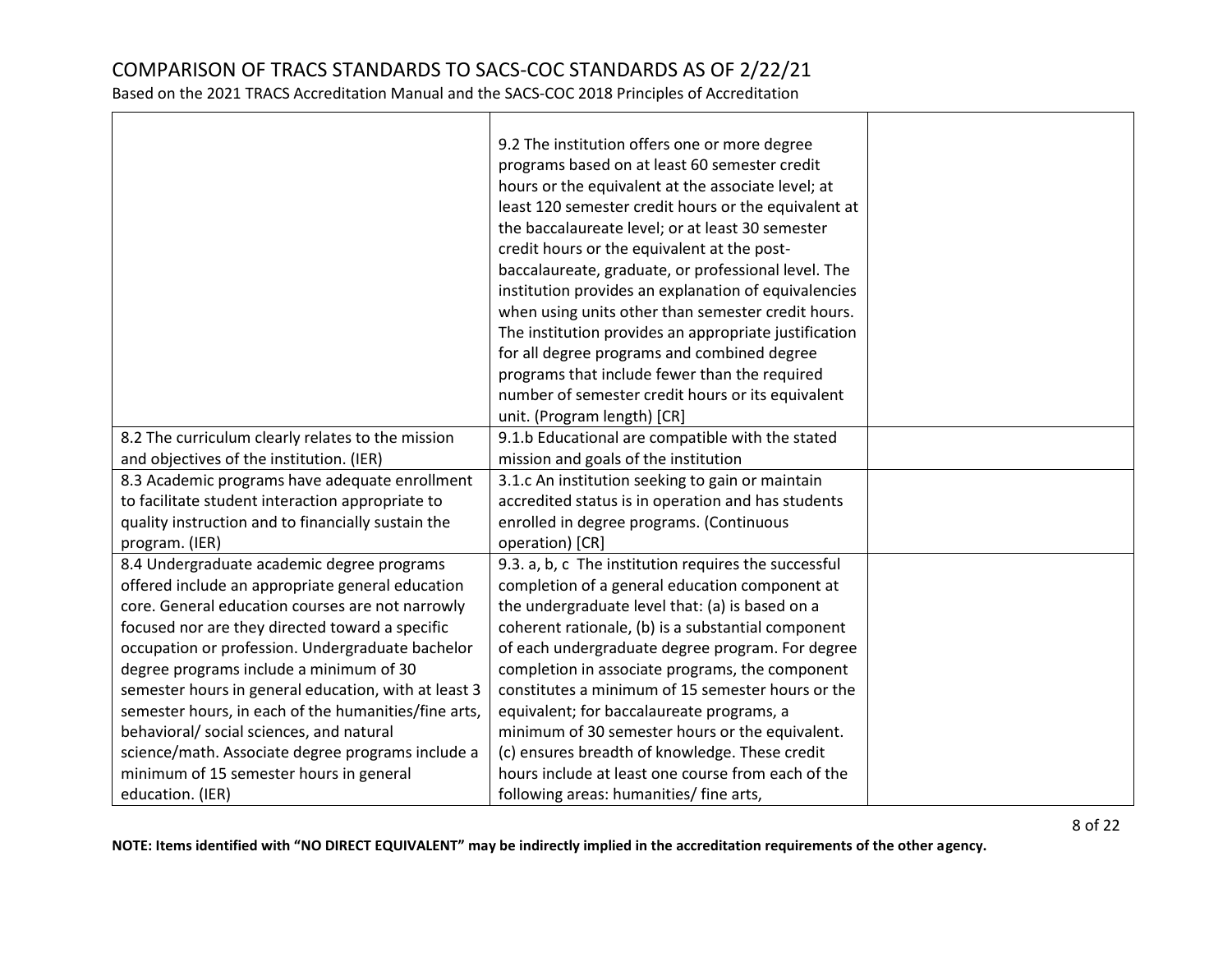| | | |
|---|---|---|
| | 9.2 The institution offers one or more degree programs based on at least 60 semester credit hours or the equivalent at the associate level; at least 120 semester credit hours or the equivalent at the baccalaureate level; or at least 30 semester credit hours or the equivalent at the post-baccalaureate, graduate, or professional level. The institution provides an explanation of equivalencies when using units other than semester credit hours. The institution provides an appropriate justification for all degree programs and combined degree programs that include fewer than the required number of semester credit hours or its equivalent unit. (Program length) [CR] | |
| 8.2 The curriculum clearly relates to the mission and objectives of the institution. (IER) | 9.1.b Educational are compatible with the stated mission and goals of the institution | |
| 8.3 Academic programs have adequate enrollment to facilitate student interaction appropriate to quality instruction and to financially sustain the program. (IER) | 3.1.c An institution seeking to gain or maintain accredited status is in operation and has students enrolled in degree programs. (Continuous operation) [CR] | |
| 8.4 Undergraduate academic degree programs offered include an appropriate general education core. General education courses are not narrowly focused nor are they directed toward a specific occupation or profession. Undergraduate bachelor degree programs include a minimum of 30 semester hours in general education, with at least 3 semester hours, in each of the humanities/fine arts, behavioral/ social sciences, and natural science/math. Associate degree programs include a minimum of 15 semester hours in general education. (IER) | 9.3. a, b, c The institution requires the successful completion of a general education component at the undergraduate level that: (a) is based on a coherent rationale, (b) is a substantial component of each undergraduate degree program. For degree completion in associate programs, the component constitutes a minimum of 15 semester hours or the equivalent; for baccalaureate programs, a minimum of 30 semester hours or the equivalent. (c) ensures breadth of knowledge. These credit hours include at least one course from each of the following areas: humanities/ fine arts, | |

**NOTE: Items identified with "NO DIRECT EQUIVALENT" may be indirectly implied in the accreditation requirements of the other agency.**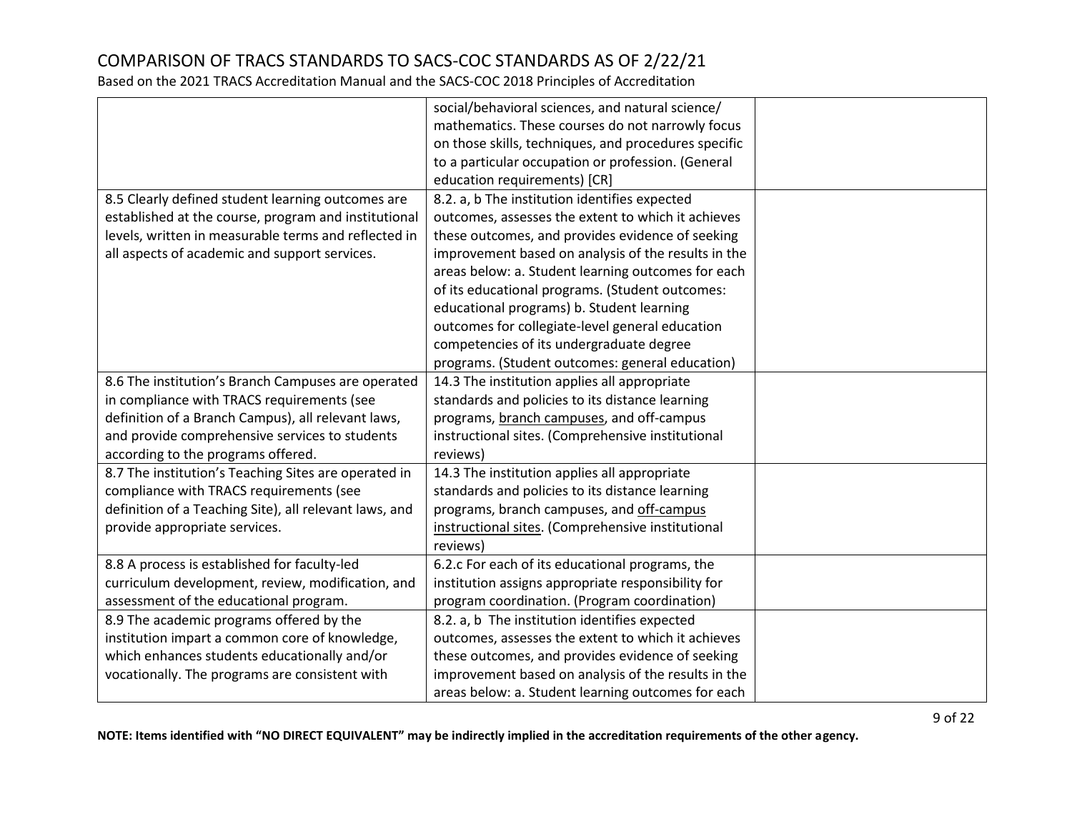# COMPARISON OF TRACS STANDARDS TO SACS-COC STANDARDS AS OF 2/22/21

Based on the 2021 TRACS Accreditation Manual and the SACS-COC 2018 Principles of Accreditation

| | | |
|---|---|---|
| | social/behavioral sciences, and natural science/ mathematics. These courses do not narrowly focus on those skills, techniques, and procedures specific to a particular occupation or profession. (General education requirements) [CR] | |
| 8.5 Clearly defined student learning outcomes are established at the course, program and institutional levels, written in measurable terms and reflected in all aspects of academic and support services. | 8.2. a, b The institution identifies expected outcomes, assesses the extent to which it achieves these outcomes, and provides evidence of seeking improvement based on analysis of the results in the areas below: a. Student learning outcomes for each of its educational programs. (Student outcomes: educational programs) b. Student learning outcomes for collegiate-level general education competencies of its undergraduate degree programs. (Student outcomes: general education) | |
| 8.6 The institution's Branch Campuses are operated in compliance with TRACS requirements (see definition of a Branch Campus), all relevant laws, and provide comprehensive services to students according to the programs offered. | 14.3 The institution applies all appropriate standards and policies to its distance learning programs, <u>branch campuses</u>, and off-campus instructional sites. (Comprehensive institutional reviews) | |
| 8.7 The institution's Teaching Sites are operated in compliance with TRACS requirements (see definition of a Teaching Site), all relevant laws, and provide appropriate services. | 14.3 The institution applies all appropriate standards and policies to its distance learning programs, branch campuses, and <u>off-campus instructional sites</u>. (Comprehensive institutional reviews) | |
| 8.8 A process is established for faculty-led curriculum development, review, modification, and assessment of the educational program. | 6.2.c For each of its educational programs, the institution assigns appropriate responsibility for program coordination. (Program coordination) | |
| 8.9 The academic programs offered by the institution impart a common core of knowledge, which enhances students educationally and/or vocationally. The programs are consistent with | 8.2. a, b The institution identifies expected outcomes, assesses the extent to which it achieves these outcomes, and provides evidence of seeking improvement based on analysis of the results in the areas below: a. Student learning outcomes for each | |

**NOTE: Items identified with "NO DIRECT EQUIVALENT" may be indirectly implied in the accreditation requirements of the other agency.**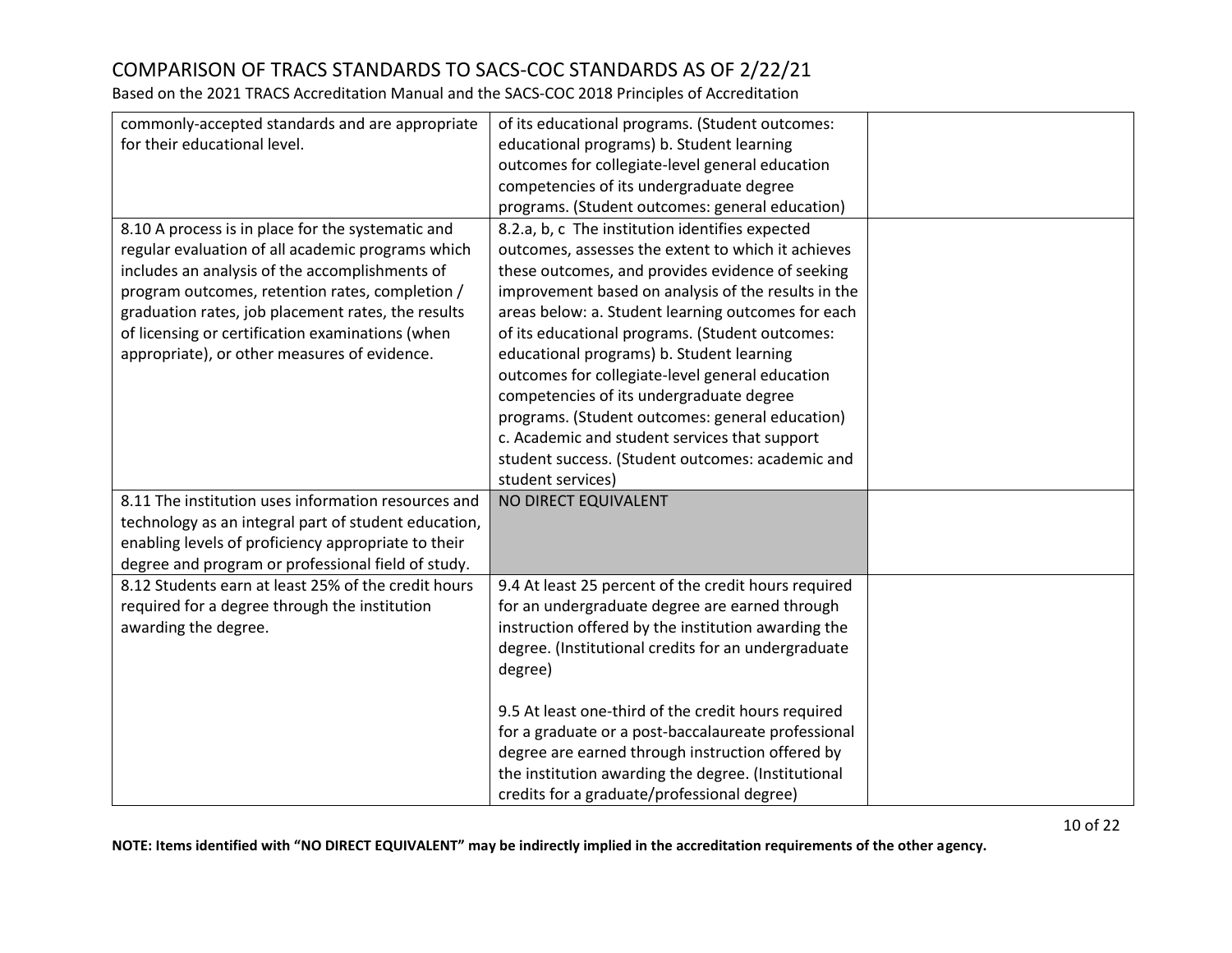# COMPARISON OF TRACS STANDARDS TO SACS-COC STANDARDS AS OF 2/22/21

Based on the 2021 TRACS Accreditation Manual and the SACS-COC 2018 Principles of Accreditation

| | | |
|---|---|---|
| commonly-accepted standards and are appropriate for their educational level. | of its educational programs. (Student outcomes: educational programs) b. Student learning outcomes for collegiate-level general education competencies of its undergraduate degree programs. (Student outcomes: general education) | |
| 8.10 A process is in place for the systematic and regular evaluation of all academic programs which includes an analysis of the accomplishments of program outcomes, retention rates, completion / graduation rates, job placement rates, the results of licensing or certification examinations (when appropriate), or other measures of evidence. | 8.2.a, b, c The institution identifies expected outcomes, assesses the extent to which it achieves these outcomes, and provides evidence of seeking improvement based on analysis of the results in the areas below: a. Student learning outcomes for each of its educational programs. (Student outcomes: educational programs) b. Student learning outcomes for collegiate-level general education competencies of its undergraduate degree programs. (Student outcomes: general education) c. Academic and student services that support student success. (Student outcomes: academic and student services) | |
| 8.11 The institution uses information resources and technology as an integral part of student education, enabling levels of proficiency appropriate to their degree and program or professional field of study. | NO DIRECT EQUIVALENT | |
| 8.12 Students earn at least 25% of the credit hours required for a degree through the institution awarding the degree. | 9.4 At least 25 percent of the credit hours required for an undergraduate degree are earned through instruction offered by the institution awarding the degree. (Institutional credits for an undergraduate degree)<br><br>9.5 At least one-third of the credit hours required for a graduate or a post-baccalaureate professional degree are earned through instruction offered by the institution awarding the degree. (Institutional credits for a graduate/professional degree) | |

**NOTE: Items identified with "NO DIRECT EQUIVALENT" may be indirectly implied in the accreditation requirements of the other agency.**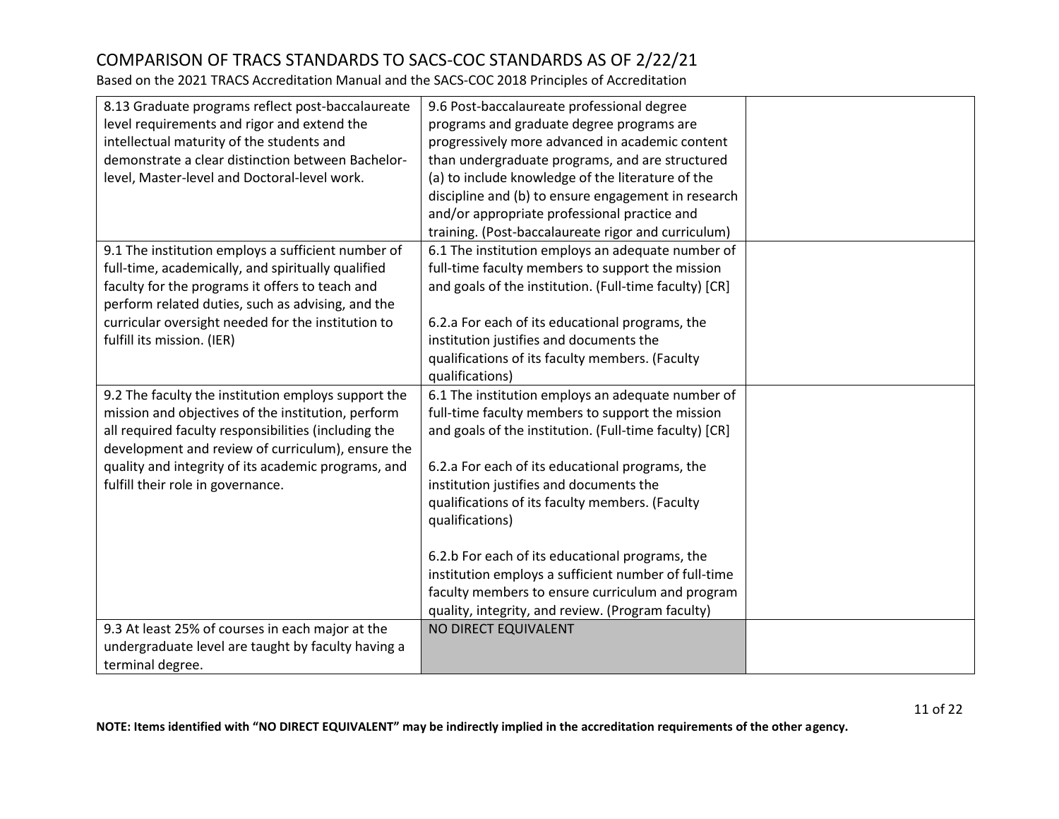# COMPARISON OF TRACS STANDARDS TO SACS-COC STANDARDS AS OF 2/22/21

Based on the 2021 TRACS Accreditation Manual and the SACS-COC 2018 Principles of Accreditation

| | | |
|---|---|---|
| 8.13 Graduate programs reflect post-baccalaureate level requirements and rigor and extend the intellectual maturity of the students and demonstrate a clear distinction between Bachelor-level, Master-level and Doctoral-level work. | 9.6 Post-baccalaureate professional degree programs and graduate degree programs are progressively more advanced in academic content than undergraduate programs, and are structured (a) to include knowledge of the literature of the discipline and (b) to ensure engagement in research and/or appropriate professional practice and training. (Post-baccalaureate rigor and curriculum) | |
| 9.1 The institution employs a sufficient number of full-time, academically, and spiritually qualified faculty for the programs it offers to teach and perform related duties, such as advising, and the curricular oversight needed for the institution to fulfill its mission. (IER) | 6.1 The institution employs an adequate number of full-time faculty members to support the mission and goals of the institution. (Full-time faculty) [CR]<br><br>6.2.a For each of its educational programs, the institution justifies and documents the qualifications of its faculty members. (Faculty qualifications) | |
| 9.2 The faculty the institution employs support the mission and objectives of the institution, perform all required faculty responsibilities (including the development and review of curriculum), ensure the quality and integrity of its academic programs, and fulfill their role in governance. | 6.1 The institution employs an adequate number of full-time faculty members to support the mission and goals of the institution. (Full-time faculty) [CR]<br><br>6.2.a For each of its educational programs, the institution justifies and documents the qualifications of its faculty members. (Faculty qualifications)<br><br>6.2.b For each of its educational programs, the institution employs a sufficient number of full-time faculty members to ensure curriculum and program quality, integrity, and review. (Program faculty) | |
| 9.3 At least 25% of courses in each major at the undergraduate level are taught by faculty having a terminal degree. | NO DIRECT EQUIVALENT | |

**NOTE: Items identified with "NO DIRECT EQUIVALENT" may be indirectly implied in the accreditation requirements of the other agency.**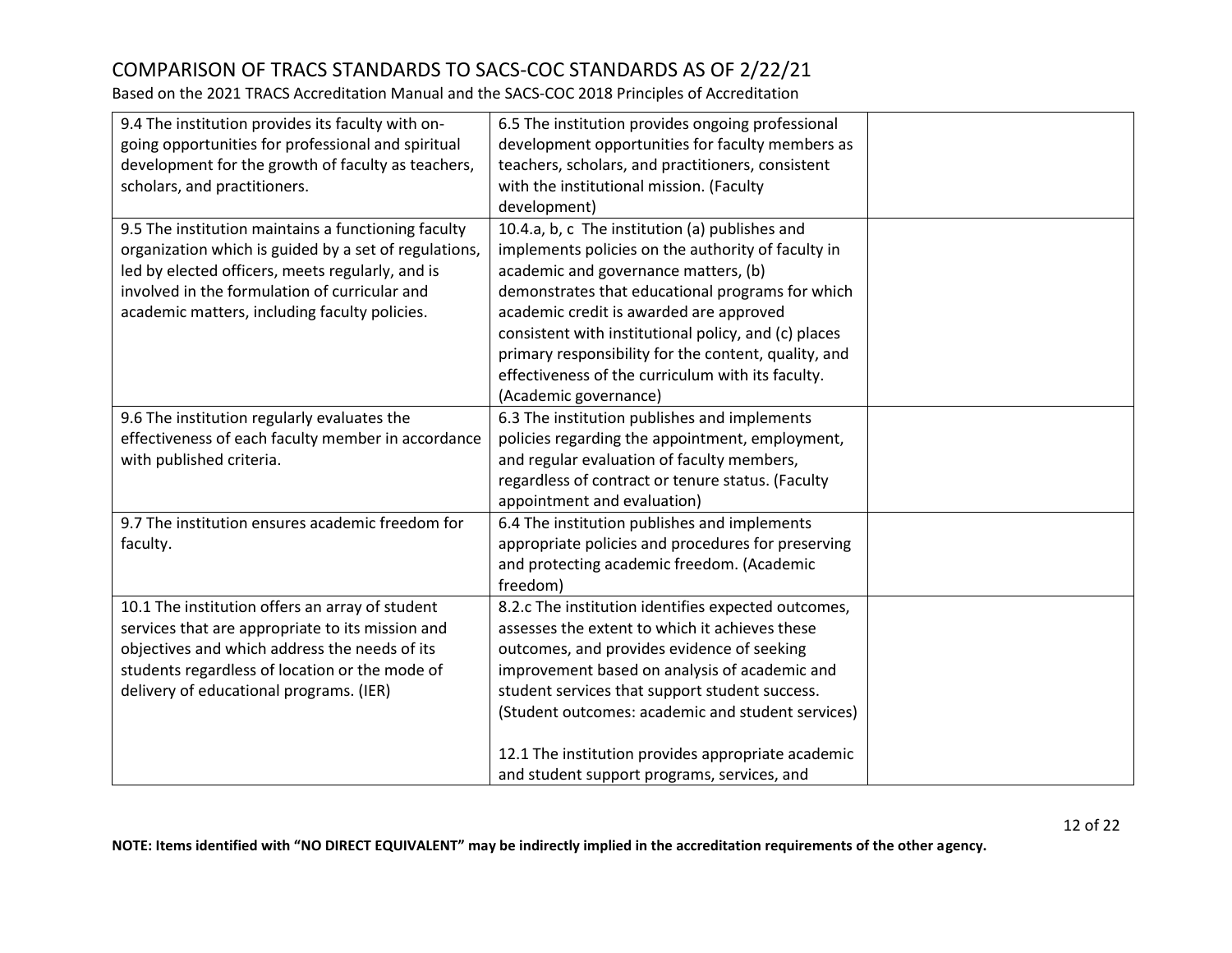| | | |
|---|---|---|
| 9.4 The institution provides its faculty with on-going opportunities for professional and spiritual development for the growth of faculty as teachers, scholars, and practitioners. | 6.5 The institution provides ongoing professional development opportunities for faculty members as teachers, scholars, and practitioners, consistent with the institutional mission. (Faculty development) | |
| 9.5 The institution maintains a functioning faculty organization which is guided by a set of regulations, led by elected officers, meets regularly, and is involved in the formulation of curricular and academic matters, including faculty policies. | 10.4.a, b, c The institution (a) publishes and implements policies on the authority of faculty in academic and governance matters, (b) demonstrates that educational programs for which academic credit is awarded are approved consistent with institutional policy, and (c) places primary responsibility for the content, quality, and effectiveness of the curriculum with its faculty. (Academic governance) | |
| 9.6 The institution regularly evaluates the effectiveness of each faculty member in accordance with published criteria. | 6.3 The institution publishes and implements policies regarding the appointment, employment, and regular evaluation of faculty members, regardless of contract or tenure status. (Faculty appointment and evaluation) | |
| 9.7 The institution ensures academic freedom for faculty. | 6.4 The institution publishes and implements appropriate policies and procedures for preserving and protecting academic freedom. (Academic freedom) | |
| 10.1 The institution offers an array of student services that are appropriate to its mission and objectives and which address the needs of its students regardless of location or the mode of delivery of educational programs. (IER) | 8.2.c The institution identifies expected outcomes, assesses the extent to which it achieves these outcomes, and provides evidence of seeking improvement based on analysis of academic and student services that support student success. (Student outcomes: academic and student services)<br><br>12.1 The institution provides appropriate academic and student support programs, services, and | |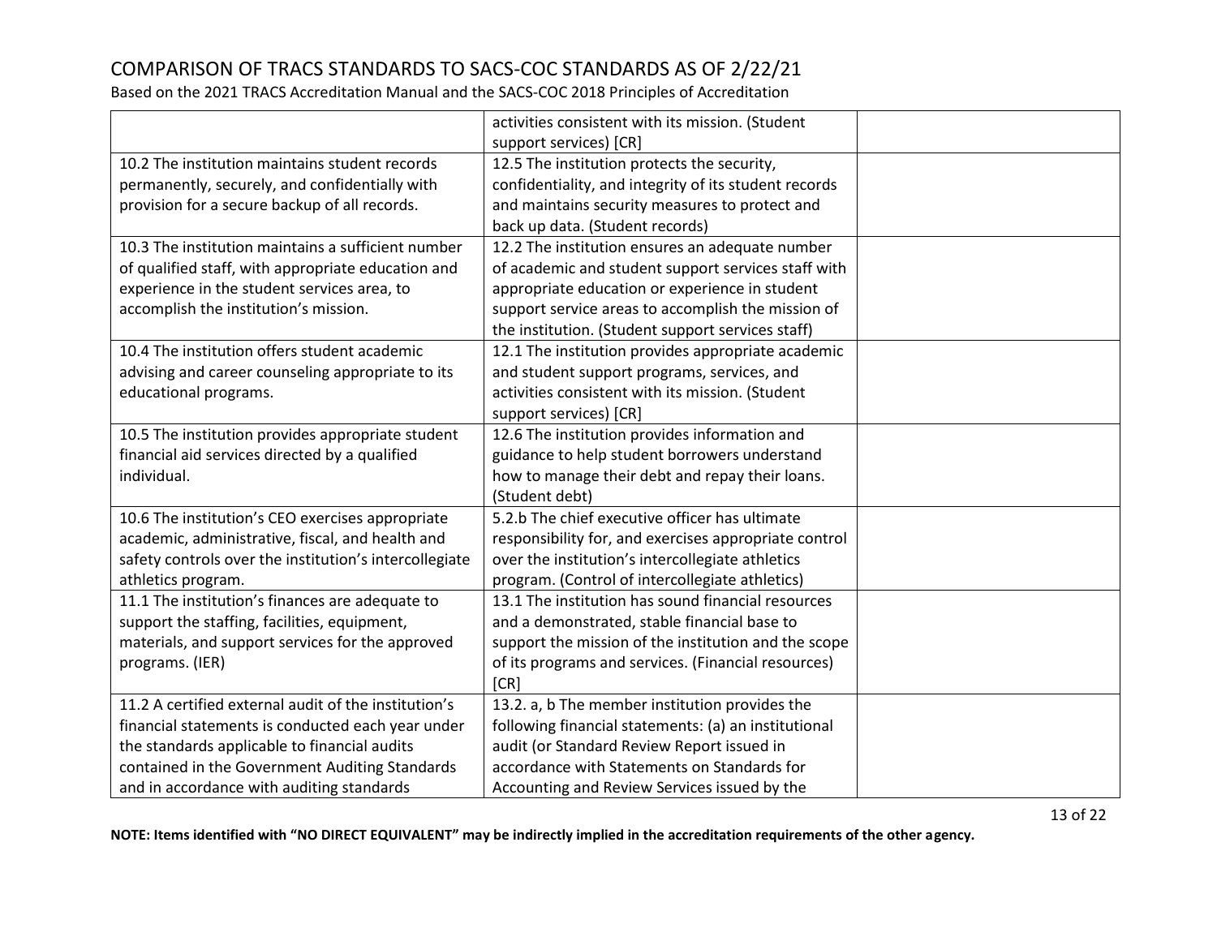# COMPARISON OF TRACS STANDARDS TO SACS-COC STANDARDS AS OF 2/22/21

Based on the 2021 TRACS Accreditation Manual and the SACS-COC 2018 Principles of Accreditation

| | | |
|---|---|---|
| | activities consistent with its mission. (Student support services) [CR] | |
| 10.2 The institution maintains student records permanently, securely, and confidentially with provision for a secure backup of all records. | 12.5 The institution protects the security, confidentiality, and integrity of its student records and maintains security measures to protect and back up data. (Student records) | |
| 10.3 The institution maintains a sufficient number of qualified staff, with appropriate education and experience in the student services area, to accomplish the institution's mission. | 12.2 The institution ensures an adequate number of academic and student support services staff with appropriate education or experience in student support service areas to accomplish the mission of the institution. (Student support services staff) | |
| 10.4 The institution offers student academic advising and career counseling appropriate to its educational programs. | 12.1 The institution provides appropriate academic and student support programs, services, and activities consistent with its mission. (Student support services) [CR] | |
| 10.5 The institution provides appropriate student financial aid services directed by a qualified individual. | 12.6 The institution provides information and guidance to help student borrowers understand how to manage their debt and repay their loans. (Student debt) | |
| 10.6 The institution's CEO exercises appropriate academic, administrative, fiscal, and health and safety controls over the institution's intercollegiate athletics program. | 5.2.b The chief executive officer has ultimate responsibility for, and exercises appropriate control over the institution's intercollegiate athletics program. (Control of intercollegiate athletics) | |
| 11.1 The institution's finances are adequate to support the staffing, facilities, equipment, materials, and support services for the approved programs. (IER) | 13.1 The institution has sound financial resources and a demonstrated, stable financial base to support the mission of the institution and the scope of its programs and services. (Financial resources) [CR] | |
| 11.2 A certified external audit of the institution's financial statements is conducted each year under the standards applicable to financial audits contained in the Government Auditing Standards and in accordance with auditing standards | 13.2. a, b The member institution provides the following financial statements: (a) an institutional audit (or Standard Review Report issued in accordance with Statements on Standards for Accounting and Review Services issued by the | |

**NOTE: Items identified with "NO DIRECT EQUIVALENT" may be indirectly implied in the accreditation requirements of the other agency.**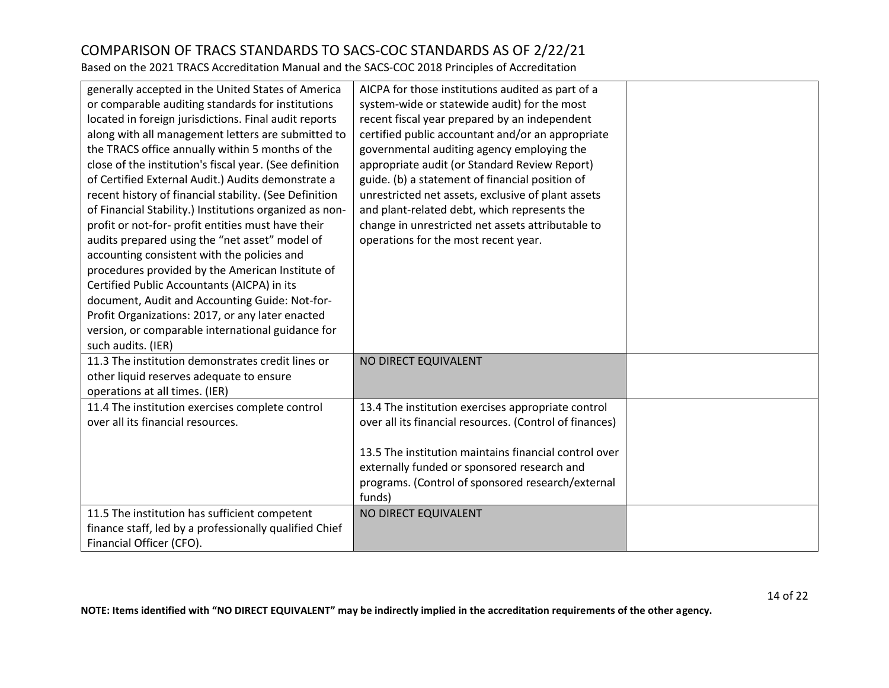# COMPARISON OF TRACS STANDARDS TO SACS-COC STANDARDS AS OF 2/22/21

Based on the 2021 TRACS Accreditation Manual and the SACS-COC 2018 Principles of Accreditation

| | | |
|---|---|---|
| generally accepted in the United States of America or comparable auditing standards for institutions located in foreign jurisdictions. Final audit reports along with all management letters are submitted to the TRACS office annually within 5 months of the close of the institution's fiscal year. (See definition of Certified External Audit.) Audits demonstrate a recent history of financial stability. (See Definition of Financial Stability.) Institutions organized as non-profit or not-for- profit entities must have their audits prepared using the "net asset" model of accounting consistent with the policies and procedures provided by the American Institute of Certified Public Accountants (AICPA) in its document, Audit and Accounting Guide: Not-for-Profit Organizations: 2017, or any later enacted version, or comparable international guidance for such audits. (IER) | AICPA for those institutions audited as part of a system-wide or statewide audit) for the most recent fiscal year prepared by an independent certified public accountant and/or an appropriate governmental auditing agency employing the appropriate audit (or Standard Review Report) guide. (b) a statement of financial position of unrestricted net assets, exclusive of plant assets and plant-related debt, which represents the change in unrestricted net assets attributable to operations for the most recent year. | |
| 11.3 The institution demonstrates credit lines or other liquid reserves adequate to ensure operations at all times. (IER) | NO DIRECT EQUIVALENT | |
| 11.4 The institution exercises complete control over all its financial resources. | 13.4 The institution exercises appropriate control over all its financial resources. (Control of finances)<br><br>13.5 The institution maintains financial control over externally funded or sponsored research and programs. (Control of sponsored research/external funds) | |
| 11.5 The institution has sufficient competent finance staff, led by a professionally qualified Chief Financial Officer (CFO). | NO DIRECT EQUIVALENT | |

**NOTE: Items identified with "NO DIRECT EQUIVALENT" may be indirectly implied in the accreditation requirements of the other agency.**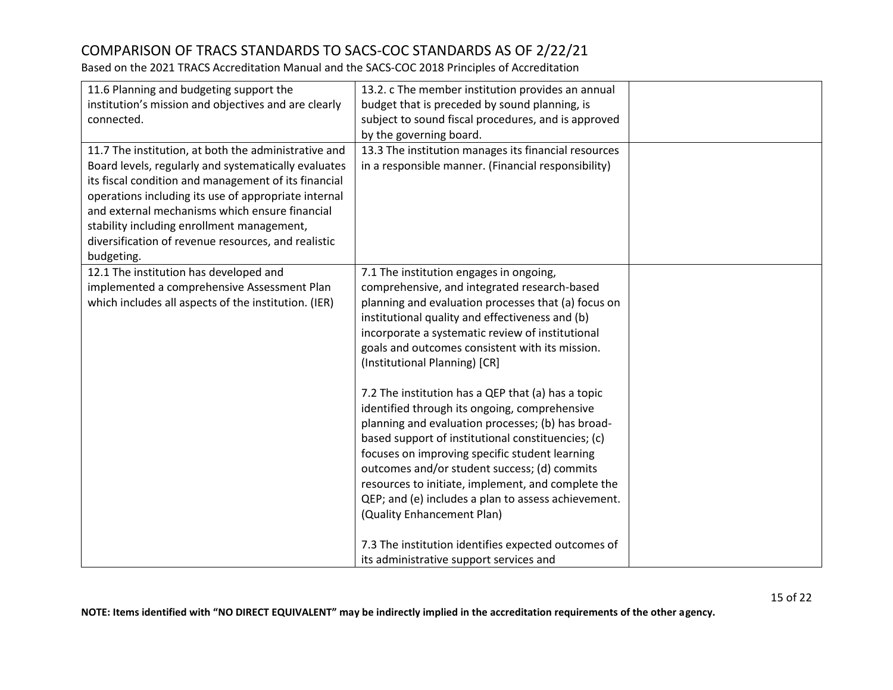# COMPARISON OF TRACS STANDARDS TO SACS-COC STANDARDS AS OF 2/22/21

Based on the 2021 TRACS Accreditation Manual and the SACS-COC 2018 Principles of Accreditation

| | | |
|---|---|---|
| 11.6 Planning and budgeting support the institution's mission and objectives and are clearly connected. | 13.2. c The member institution provides an annual budget that is preceded by sound planning, is subject to sound fiscal procedures, and is approved by the governing board. | |
| 11.7 The institution, at both the administrative and Board levels, regularly and systematically evaluates its fiscal condition and management of its financial operations including its use of appropriate internal and external mechanisms which ensure financial stability including enrollment management, diversification of revenue resources, and realistic budgeting. | 13.3 The institution manages its financial resources in a responsible manner. (Financial responsibility) | |
| 12.1 The institution has developed and implemented a comprehensive Assessment Plan which includes all aspects of the institution. (IER) | 7.1 The institution engages in ongoing, comprehensive, and integrated research-based planning and evaluation processes that (a) focus on institutional quality and effectiveness and (b) incorporate a systematic review of institutional goals and outcomes consistent with its mission. (Institutional Planning) [CR]<br><br>7.2 The institution has a QEP that (a) has a topic identified through its ongoing, comprehensive planning and evaluation processes; (b) has broad-based support of institutional constituencies; (c) focuses on improving specific student learning outcomes and/or student success; (d) commits resources to initiate, implement, and complete the QEP; and (e) includes a plan to assess achievement. (Quality Enhancement Plan)<br><br>7.3 The institution identifies expected outcomes of its administrative support services and | |

**NOTE: Items identified with "NO DIRECT EQUIVALENT" may be indirectly implied in the accreditation requirements of the other agency.**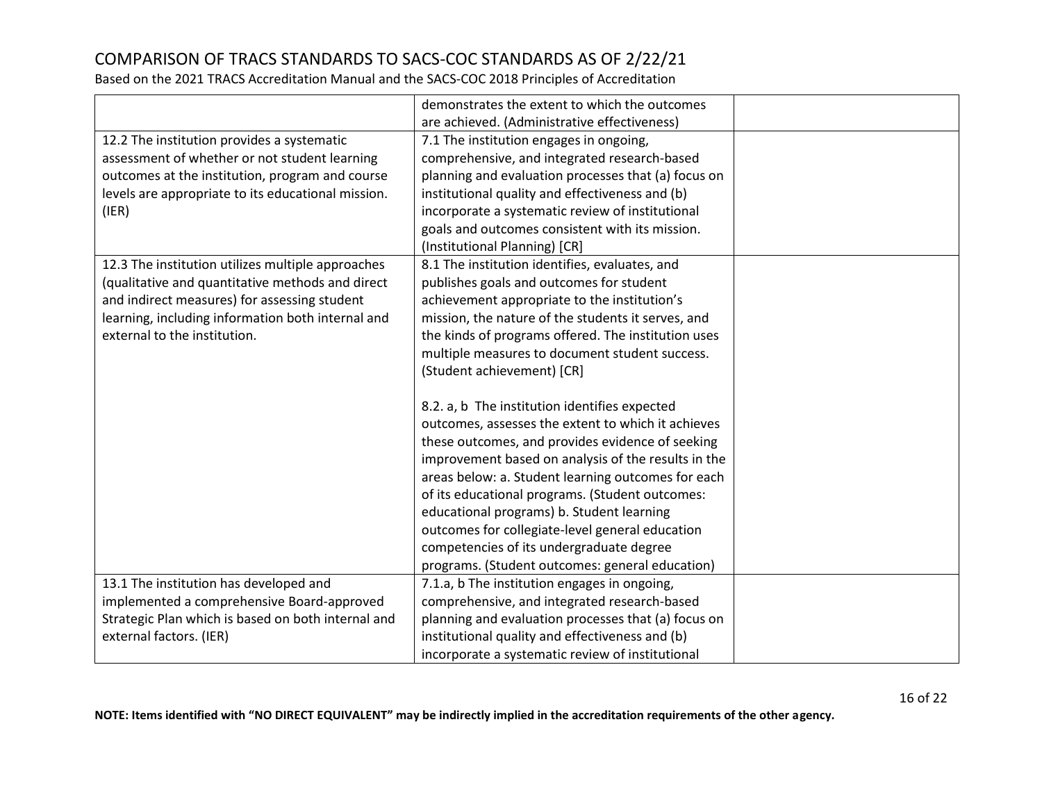# COMPARISON OF TRACS STANDARDS TO SACS-COC STANDARDS AS OF 2/22/21

Based on the 2021 TRACS Accreditation Manual and the SACS-COC 2018 Principles of Accreditation

| | | |
|---|---|---|
| | demonstrates the extent to which the outcomes are achieved. (Administrative effectiveness) | |
| 12.2 The institution provides a systematic assessment of whether or not student learning outcomes at the institution, program and course levels are appropriate to its educational mission. (IER) | 7.1 The institution engages in ongoing, comprehensive, and integrated research-based planning and evaluation processes that (a) focus on institutional quality and effectiveness and (b) incorporate a systematic review of institutional goals and outcomes consistent with its mission. (Institutional Planning) [CR] | |
| 12.3 The institution utilizes multiple approaches (qualitative and quantitative methods and direct and indirect measures) for assessing student learning, including information both internal and external to the institution. | 8.1 The institution identifies, evaluates, and publishes goals and outcomes for student achievement appropriate to the institution's mission, the nature of the students it serves, and the kinds of programs offered. The institution uses multiple measures to document student success. (Student achievement) [CR]<br><br>8.2. a, b The institution identifies expected outcomes, assesses the extent to which it achieves these outcomes, and provides evidence of seeking improvement based on analysis of the results in the areas below: a. Student learning outcomes for each of its educational programs. (Student outcomes: educational programs) b. Student learning outcomes for collegiate-level general education competencies of its undergraduate degree programs. (Student outcomes: general education) | |
| 13.1 The institution has developed and implemented a comprehensive Board-approved Strategic Plan which is based on both internal and external factors. (IER) | 7.1.a, b The institution engages in ongoing, comprehensive, and integrated research-based planning and evaluation processes that (a) focus on institutional quality and effectiveness and (b) incorporate a systematic review of institutional | |

**NOTE: Items identified with "NO DIRECT EQUIVALENT" may be indirectly implied in the accreditation requirements of the other agency.**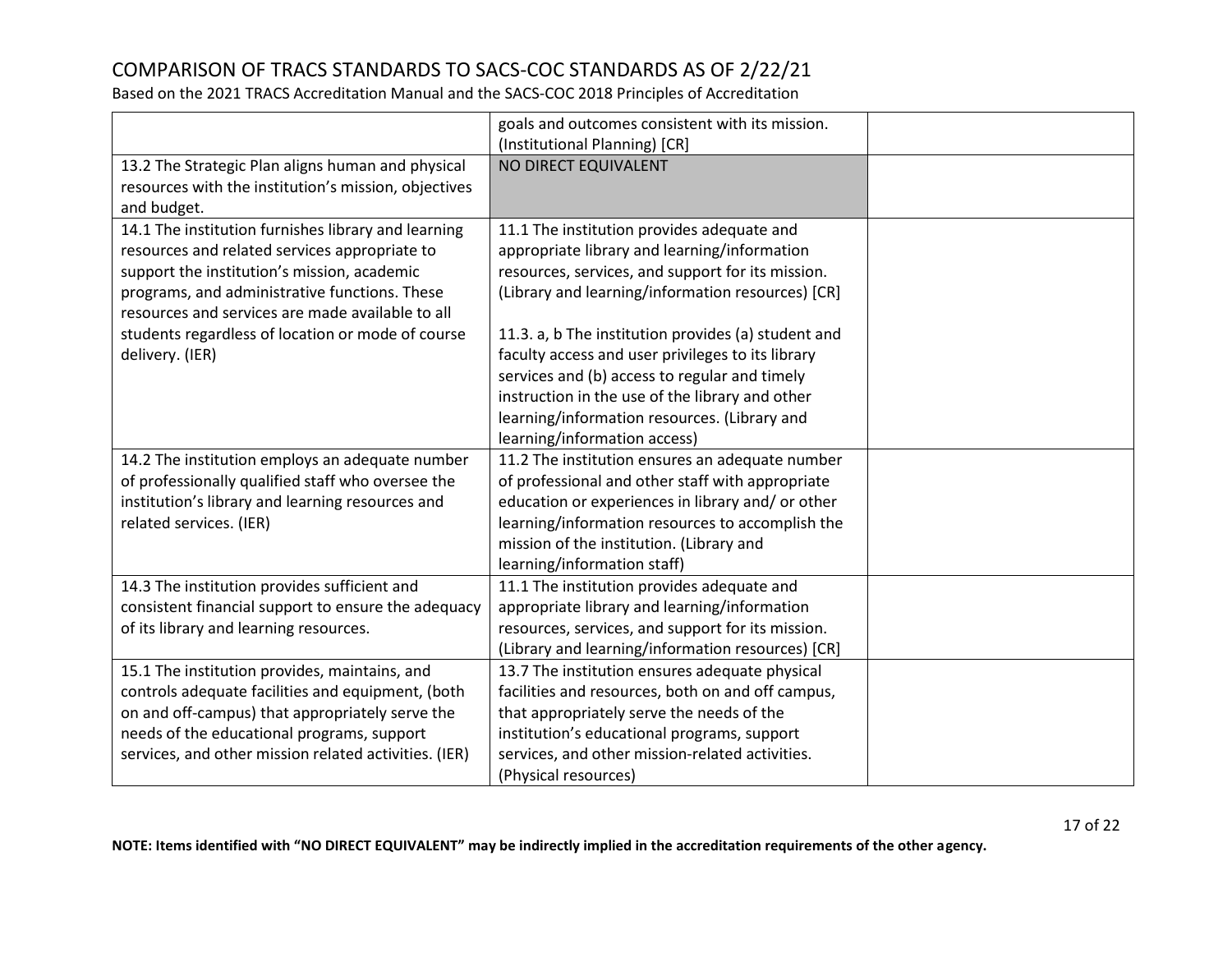# COMPARISON OF TRACS STANDARDS TO SACS-COC STANDARDS AS OF 2/22/21

Based on the 2021 TRACS Accreditation Manual and the SACS-COC 2018 Principles of Accreditation

| | | |
|---|---|---|
| | goals and outcomes consistent with its mission. (Institutional Planning) [CR] | |
| 13.2 The Strategic Plan aligns human and physical resources with the institution's mission, objectives and budget. | NO DIRECT EQUIVALENT | |
| 14.1 The institution furnishes library and learning resources and related services appropriate to support the institution's mission, academic programs, and administrative functions. These resources and services are made available to all students regardless of location or mode of course delivery. (IER) | 11.1 The institution provides adequate and appropriate library and learning/information resources, services, and support for its mission. (Library and learning/information resources) [CR]<br><br>11.3. a, b The institution provides (a) student and faculty access and user privileges to its library services and (b) access to regular and timely instruction in the use of the library and other learning/information resources. (Library and learning/information access) | |
| 14.2 The institution employs an adequate number of professionally qualified staff who oversee the institution's library and learning resources and related services. (IER) | 11.2 The institution ensures an adequate number of professional and other staff with appropriate education or experiences in library and/ or other learning/information resources to accomplish the mission of the institution. (Library and learning/information staff) | |
| 14.3 The institution provides sufficient and consistent financial support to ensure the adequacy of its library and learning resources. | 11.1 The institution provides adequate and appropriate library and learning/information resources, services, and support for its mission. (Library and learning/information resources) [CR] | |
| 15.1 The institution provides, maintains, and controls adequate facilities and equipment, (both on and off-campus) that appropriately serve the needs of the educational programs, support services, and other mission related activities. (IER) | 13.7 The institution ensures adequate physical facilities and resources, both on and off campus, that appropriately serve the needs of the institution's educational programs, support services, and other mission-related activities. (Physical resources) | |

**NOTE: Items identified with "NO DIRECT EQUIVALENT" may be indirectly implied in the accreditation requirements of the other agency.**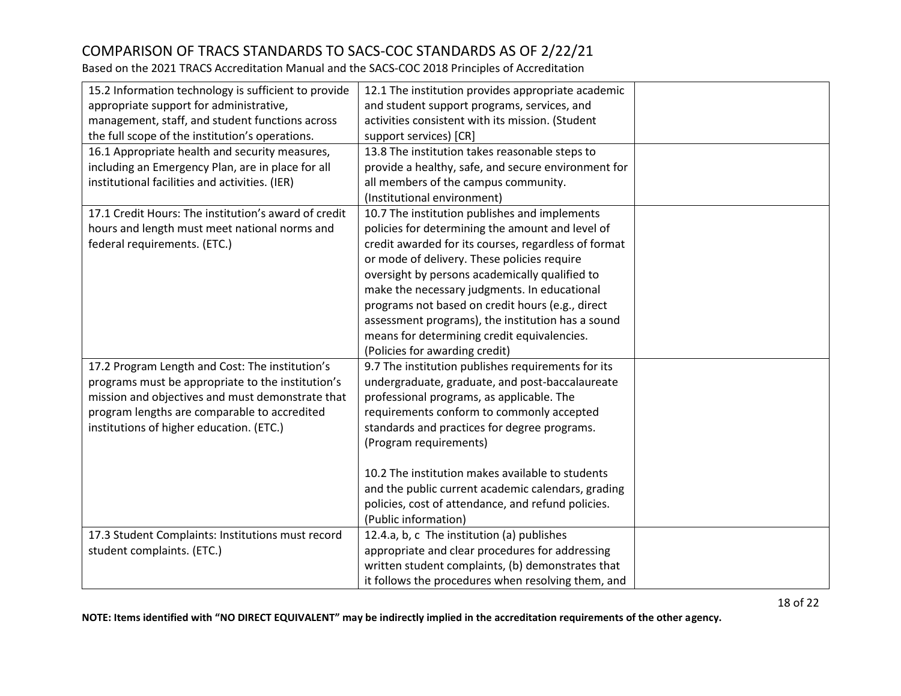# COMPARISON OF TRACS STANDARDS TO SACS-COC STANDARDS AS OF 2/22/21

Based on the 2021 TRACS Accreditation Manual and the SACS-COC 2018 Principles of Accreditation

| | | |
|---|---|---|
| 15.2 Information technology is sufficient to provide appropriate support for administrative, management, staff, and student functions across the full scope of the institution's operations. | 12.1 The institution provides appropriate academic and student support programs, services, and activities consistent with its mission. (Student support services) [CR] | |
| 16.1 Appropriate health and security measures, including an Emergency Plan, are in place for all institutional facilities and activities. (IER) | 13.8 The institution takes reasonable steps to provide a healthy, safe, and secure environment for all members of the campus community. (Institutional environment) | |
| 17.1 Credit Hours: The institution's award of credit hours and length must meet national norms and federal requirements. (ETC.) | 10.7 The institution publishes and implements policies for determining the amount and level of credit awarded for its courses, regardless of format or mode of delivery. These policies require oversight by persons academically qualified to make the necessary judgments. In educational programs not based on credit hours (e.g., direct assessment programs), the institution has a sound means for determining credit equivalencies. (Policies for awarding credit) | |
| 17.2 Program Length and Cost: The institution's programs must be appropriate to the institution's mission and objectives and must demonstrate that program lengths are comparable to accredited institutions of higher education. (ETC.) | 9.7 The institution publishes requirements for its undergraduate, graduate, and post-baccalaureate professional programs, as applicable. The requirements conform to commonly accepted standards and practices for degree programs. (Program requirements)<br><br>10.2 The institution makes available to students and the public current academic calendars, grading policies, cost of attendance, and refund policies. (Public information) | |
| 17.3 Student Complaints: Institutions must record student complaints. (ETC.) | 12.4.a, b, c The institution (a) publishes appropriate and clear procedures for addressing written student complaints, (b) demonstrates that it follows the procedures when resolving them, and | |

**NOTE: Items identified with "NO DIRECT EQUIVALENT" may be indirectly implied in the accreditation requirements of the other agency.**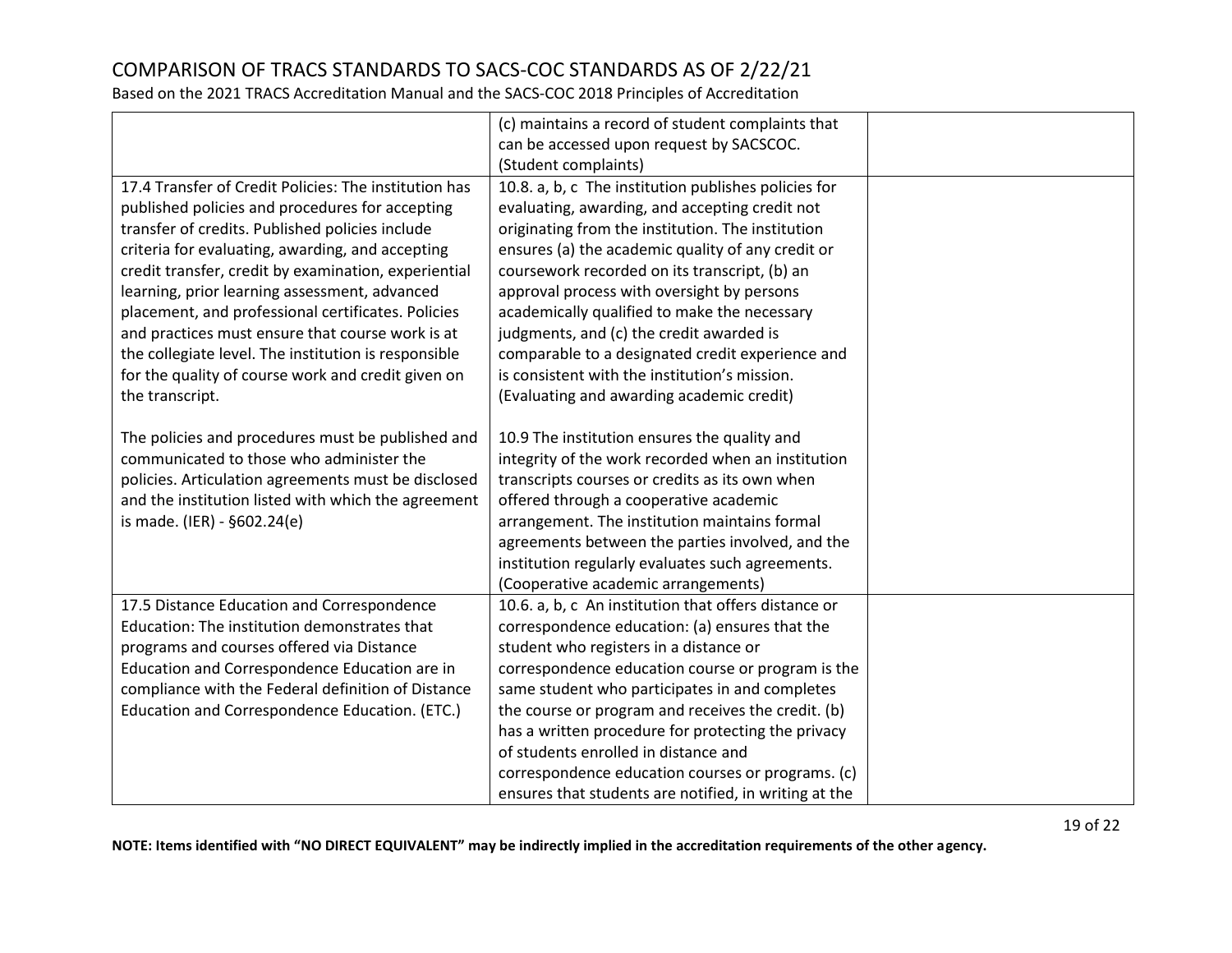# COMPARISON OF TRACS STANDARDS TO SACS-COC STANDARDS AS OF 2/22/21

Based on the 2021 TRACS Accreditation Manual and the SACS-COC 2018 Principles of Accreditation

| | | |
|---|---|---|
| | (c) maintains a record of student complaints that can be accessed upon request by SACSCOC. (Student complaints) | |
| 17.4 Transfer of Credit Policies: The institution has published policies and procedures for accepting transfer of credits. Published policies include criteria for evaluating, awarding, and accepting credit transfer, credit by examination, experiential learning, prior learning assessment, advanced placement, and professional certificates. Policies and practices must ensure that course work is at the collegiate level. The institution is responsible for the quality of course work and credit given on the transcript.<br><br>The policies and procedures must be published and communicated to those who administer the policies. Articulation agreements must be disclosed and the institution listed with which the agreement is made. (IER) - §602.24(e) | 10.8. a, b, c The institution publishes policies for evaluating, awarding, and accepting credit not originating from the institution. The institution ensures (a) the academic quality of any credit or coursework recorded on its transcript, (b) an approval process with oversight by persons academically qualified to make the necessary judgments, and (c) the credit awarded is comparable to a designated credit experience and is consistent with the institution's mission. (Evaluating and awarding academic credit)<br><br>10.9 The institution ensures the quality and integrity of the work recorded when an institution transcripts courses or credits as its own when offered through a cooperative academic arrangement. The institution maintains formal agreements between the parties involved, and the institution regularly evaluates such agreements. (Cooperative academic arrangements) | |
| 17.5 Distance Education and Correspondence Education: The institution demonstrates that programs and courses offered via Distance Education and Correspondence Education are in compliance with the Federal definition of Distance Education and Correspondence Education. (ETC.) | 10.6. a, b, c An institution that offers distance or correspondence education: (a) ensures that the student who registers in a distance or correspondence education course or program is the same student who participates in and completes the course or program and receives the credit. (b) has a written procedure for protecting the privacy of students enrolled in distance and correspondence education courses or programs. (c) ensures that students are notified, in writing at the | |

**NOTE: Items identified with "NO DIRECT EQUIVALENT" may be indirectly implied in the accreditation requirements of the other agency.**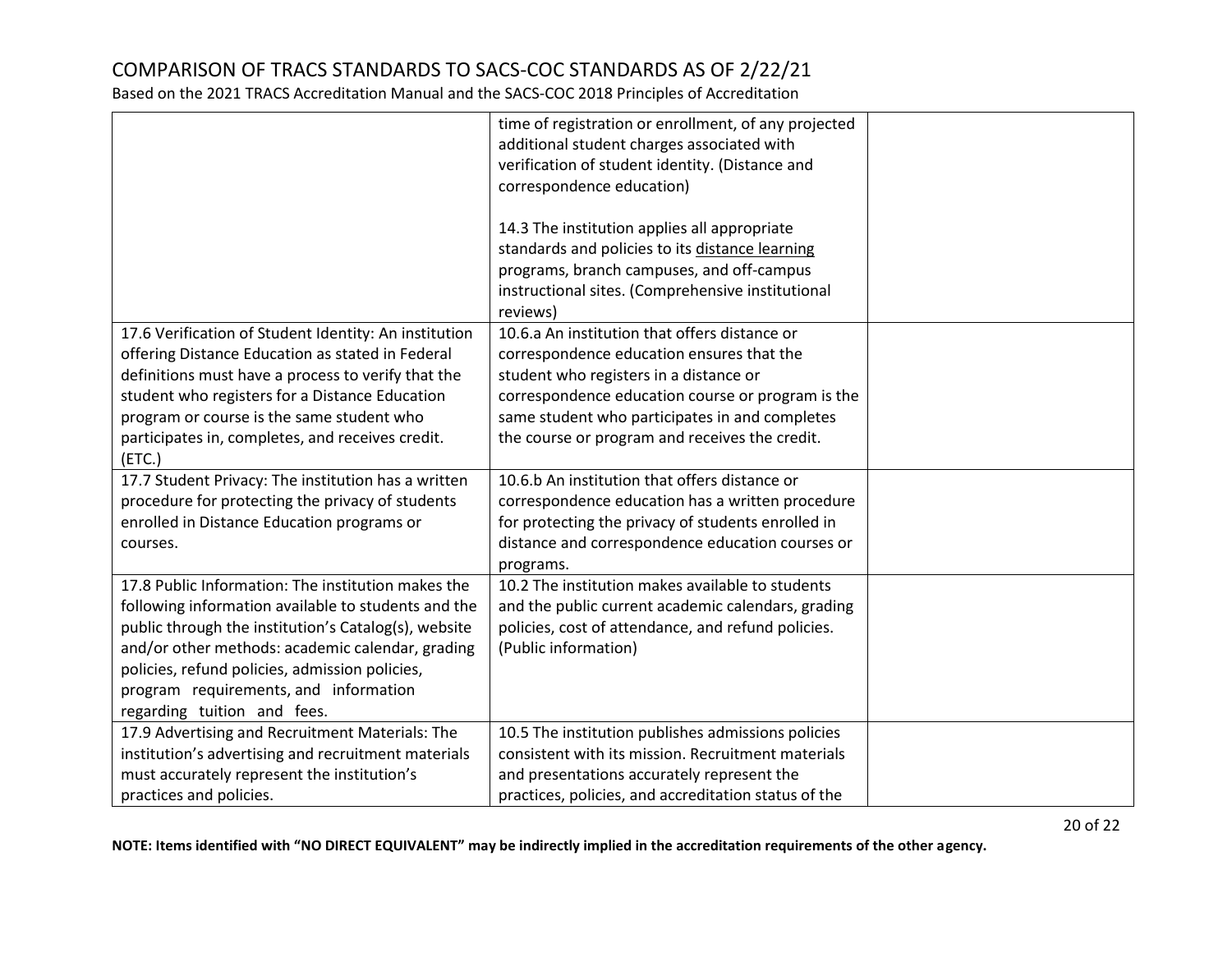| | | |
|---|---|---|
| | time of registration or enrollment, of any projected additional student charges associated with verification of student identity. (Distance and correspondence education)<br><br>14.3 The institution applies all appropriate standards and policies to its distance learning programs, branch campuses, and off-campus instructional sites. (Comprehensive institutional reviews) | |
| 17.6 Verification of Student Identity: An institution offering Distance Education as stated in Federal definitions must have a process to verify that the student who registers for a Distance Education program or course is the same student who participates in, completes, and receives credit. (ETC.) | 10.6.a An institution that offers distance or correspondence education ensures that the student who registers in a distance or correspondence education course or program is the same student who participates in and completes the course or program and receives the credit. | |
| 17.7 Student Privacy: The institution has a written procedure for protecting the privacy of students enrolled in Distance Education programs or courses. | 10.6.b An institution that offers distance or correspondence education has a written procedure for protecting the privacy of students enrolled in distance and correspondence education courses or programs. | |
| 17.8 Public Information: The institution makes the following information available to students and the public through the institution's Catalog(s), website and/or other methods: academic calendar, grading policies, refund policies, admission policies, program requirements, and information regarding tuition and fees. | 10.2 The institution makes available to students and the public current academic calendars, grading policies, cost of attendance, and refund policies. (Public information) | |
| 17.9 Advertising and Recruitment Materials: The institution's advertising and recruitment materials must accurately represent the institution's practices and policies. | 10.5 The institution publishes admissions policies consistent with its mission. Recruitment materials and presentations accurately represent the practices, policies, and accreditation status of the | |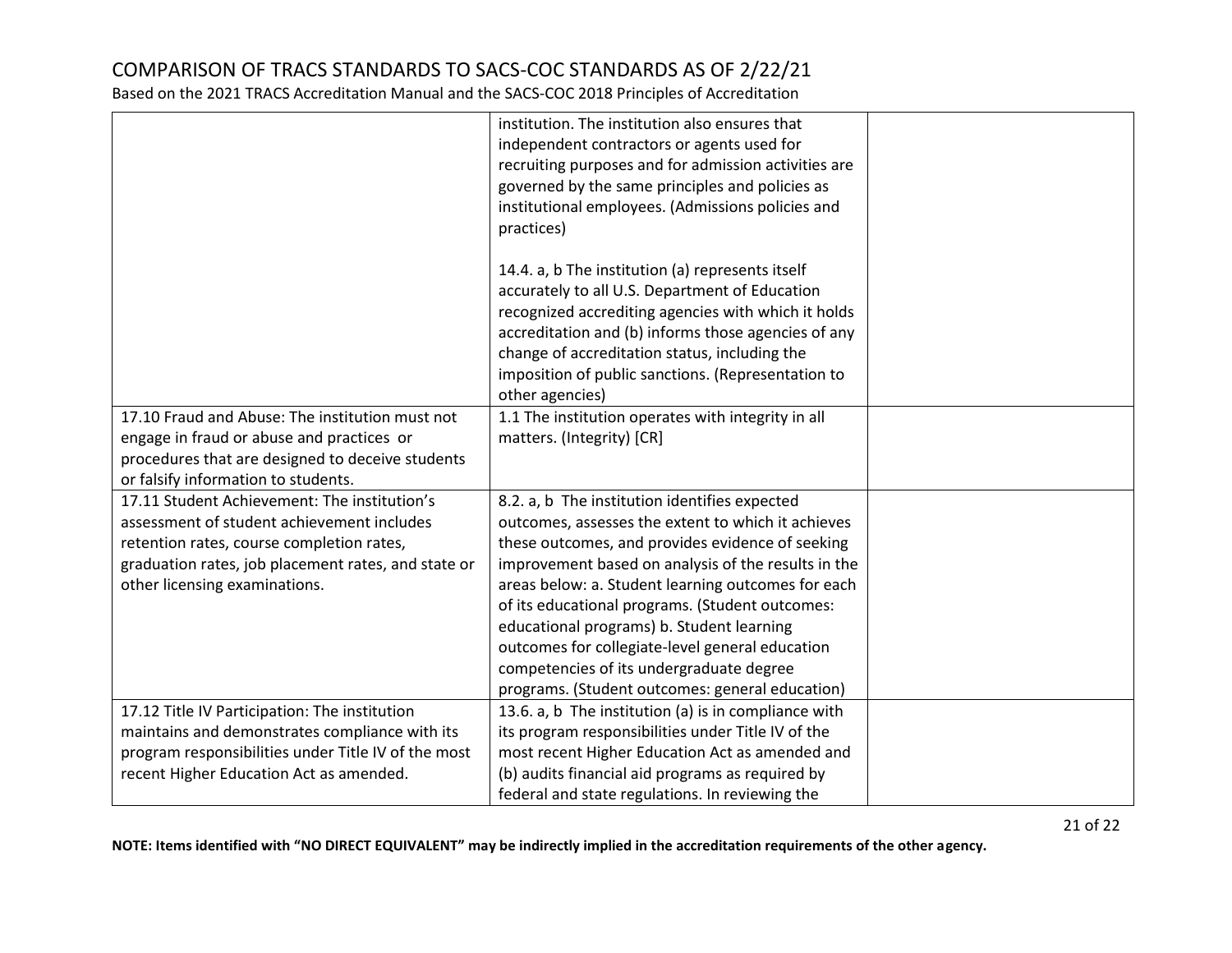# COMPARISON OF TRACS STANDARDS TO SACS-COC STANDARDS AS OF 2/22/21

Based on the 2021 TRACS Accreditation Manual and the SACS-COC 2018 Principles of Accreditation

| | | |
|---|---|---|
| | institution. The institution also ensures that independent contractors or agents used for recruiting purposes and for admission activities are governed by the same principles and policies as institutional employees. (Admissions policies and practices)<br><br>14.4. a, b The institution (a) represents itself accurately to all U.S. Department of Education recognized accrediting agencies with which it holds accreditation and (b) informs those agencies of any change of accreditation status, including the imposition of public sanctions. (Representation to other agencies) | |
| 17.10 Fraud and Abuse: The institution must not engage in fraud or abuse and practices or procedures that are designed to deceive students or falsify information to students. | 1.1 The institution operates with integrity in all matters. (Integrity) [CR] | |
| 17.11 Student Achievement: The institution's assessment of student achievement includes retention rates, course completion rates, graduation rates, job placement rates, and state or other licensing examinations. | 8.2. a, b The institution identifies expected outcomes, assesses the extent to which it achieves these outcomes, and provides evidence of seeking improvement based on analysis of the results in the areas below: a. Student learning outcomes for each of its educational programs. (Student outcomes: educational programs) b. Student learning outcomes for collegiate-level general education competencies of its undergraduate degree programs. (Student outcomes: general education) | |
| 17.12 Title IV Participation: The institution maintains and demonstrates compliance with its program responsibilities under Title IV of the most recent Higher Education Act as amended. | 13.6. a, b The institution (a) is in compliance with its program responsibilities under Title IV of the most recent Higher Education Act as amended and (b) audits financial aid programs as required by federal and state regulations. In reviewing the | |

**NOTE: Items identified with "NO DIRECT EQUIVALENT" may be indirectly implied in the accreditation requirements of the other agency.**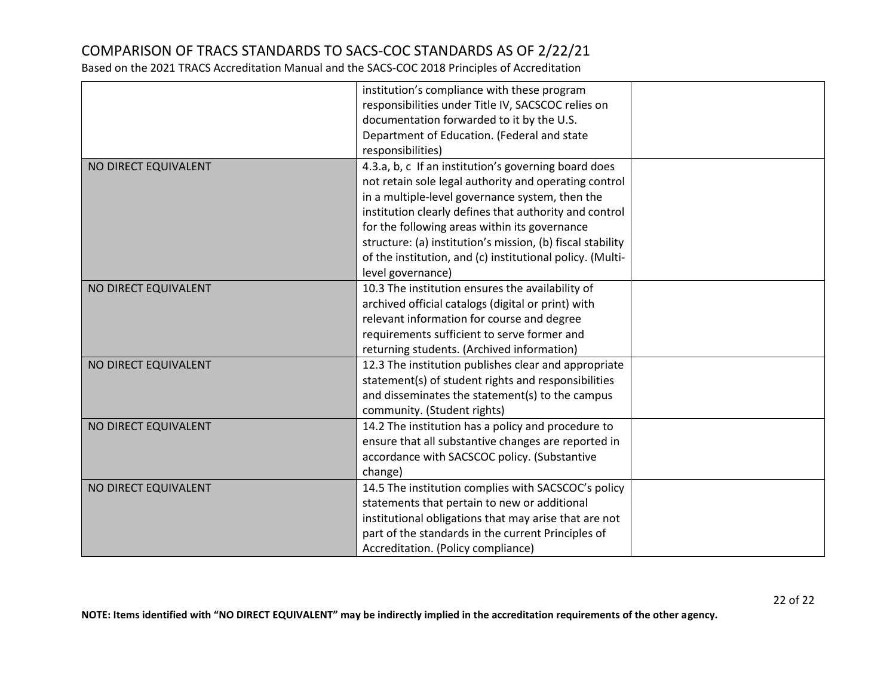# COMPARISON OF TRACS STANDARDS TO SACS-COC STANDARDS AS OF 2/22/21

Based on the 2021 TRACS Accreditation Manual and the SACS-COC 2018 Principles of Accreditation

| | | |
|---|---|---|
| | institution's compliance with these program responsibilities under Title IV, SACSCOC relies on documentation forwarded to it by the U.S. Department of Education. (Federal and state responsibilities) | |
| NO DIRECT EQUIVALENT | 4.3.a, b, c If an institution's governing board does not retain sole legal authority and operating control in a multiple-level governance system, then the institution clearly defines that authority and control for the following areas within its governance structure: (a) institution's mission, (b) fiscal stability of the institution, and (c) institutional policy. (Multi-level governance) | |
| NO DIRECT EQUIVALENT | 10.3 The institution ensures the availability of archived official catalogs (digital or print) with relevant information for course and degree requirements sufficient to serve former and returning students. (Archived information) | |
| NO DIRECT EQUIVALENT | 12.3 The institution publishes clear and appropriate statement(s) of student rights and responsibilities and disseminates the statement(s) to the campus community. (Student rights) | |
| NO DIRECT EQUIVALENT | 14.2 The institution has a policy and procedure to ensure that all substantive changes are reported in accordance with SACSCOC policy. (Substantive change) | |
| NO DIRECT EQUIVALENT | 14.5 The institution complies with SACSCOC's policy statements that pertain to new or additional institutional obligations that may arise that are not part of the standards in the current Principles of Accreditation. (Policy compliance) | |

**NOTE: Items identified with "NO DIRECT EQUIVALENT" may be indirectly implied in the accreditation requirements of the other agency.**